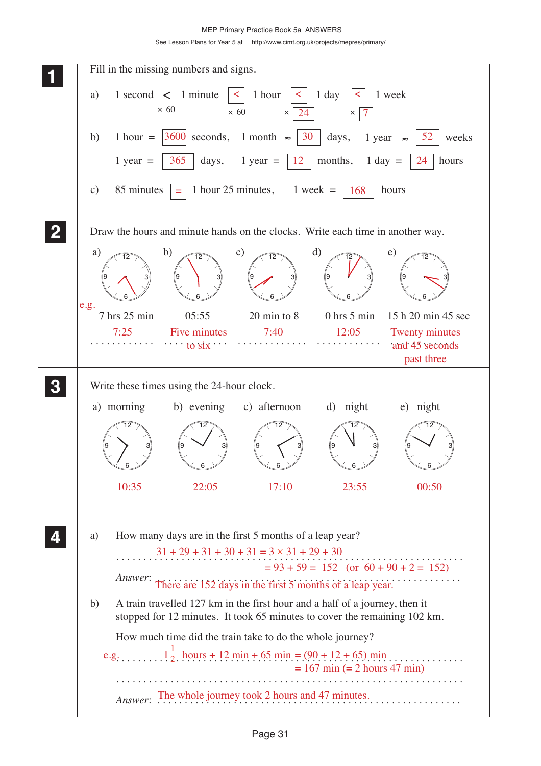MEP Primary Practice Book 5a ANSWERS

See Lesson Plans for Year 5 at http://www.cimt.org.uk/projects/mepres/primary/

## 1

Fill in the missing numbers and signs.

a) 1 second < 1 minute [<] 1 hour [<] 1 day [<] 1 week

× 60 &nbsp;&nbsp; × 60 &nbsp;&nbsp; × [24] &nbsp;&nbsp; × [7]

b) 1 hour = [3600] seconds, 1 month ≈ [30] days, 1 year ≈ [52] weeks

1 year = [365] days, 1 year = [12] months, 1 day = [24] hours

c) 85 minutes [=] 1 hour 25 minutes, 1 week = [168] hours

## 2

Draw the hours and minute hands on the clocks. Write each time in another way.

| a) | b) | c) | d) | e) |
|---|---|---|---|---|
| 7 hrs 25 min | 05:55 | 20 min to 8 | 0 hrs 5 min | 15 h 20 min 45 sec |
| e.g. 7:25 | Five minutes to six | 7:40 | 12:05 | Twenty minutes and 45 seconds past three |

## 3

Write these times using the 24-hour clock.

| a) morning | b) evening | c) afternoon | d) night | e) night |
|---|---|---|---|---|
| 10:35 | 22:05 | 17:10 | 23:55 | 00:50 |

## 4

a) How many days are in the first 5 months of a leap year?

$31 + 29 + 31 + 30 + 31 = 3 \times 31 + 29 + 30$

$= 93 + 59 = 152$ (or $60 + 90 + 2 = 152$)

*Answer*: There are 152 days in the first 5 months of a leap year.

b) A train travelled 127 km in the first hour and a half of a journey, then it stopped for 12 minutes. It took 65 minutes to cover the remaining 102 km.

How much time did the train take to do the whole journey?

e.g. $1\frac{1}{2}$ hours + 12 min + 65 min = (90 + 12 + 65) min

= 167 min (= 2 hours 47 min)

*Answer*: The whole journey took 2 hours and 47 minutes.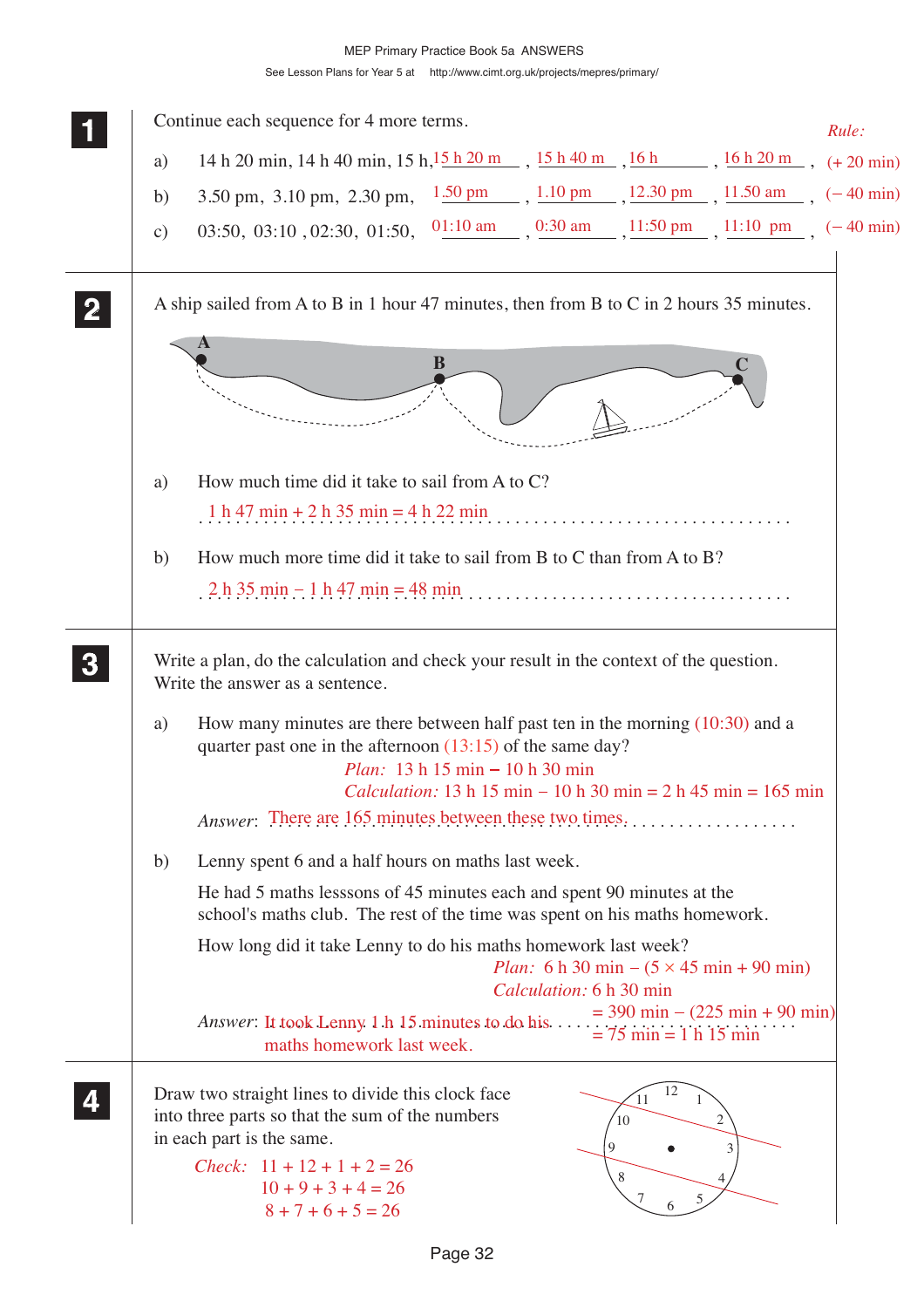**1** Continue each sequence for 4 more terms.

*Rule:*

a) 14 h 20 min, 14 h 40 min, 15 h, 15 h 20 m, 15 h 40 m, 16 h, 16 h 20 m, (+ 20 min)

b) 3.50 pm, 3.10 pm, 2.30 pm, 1.50 pm, 1.10 pm, 12.30 pm, 11.50 am, (− 40 min)

c) 03:50, 03:10, 02:30, 01:50, 01:10 am, 0:30 am, 11:50 pm, 11:10 pm, (− 40 min)

**2** A ship sailed from A to B in 1 hour 47 minutes, then from B to C in 2 hours 35 minutes.

a) How much time did it take to sail from A to C?

1 h 47 min + 2 h 35 min = 4 h 22 min

b) How much more time did it take to sail from B to C than from A to B?

2 h 35 min − 1 h 47 min = 48 min

**3** Write a plan, do the calculation and check your result in the context of the question. Write the answer as a sentence.

a) How many minutes are there between half past ten in the morning (10:30) and a quarter past one in the afternoon (13:15) of the same day?

*Plan:* 13 h 15 min − 10 h 30 min

*Calculation:* 13 h 15 min − 10 h 30 min = 2 h 45 min = 165 min

*Answer:* There are 165 minutes between these two times.

b) Lenny spent 6 and a half hours on maths last week.

He had 5 maths lesssons of 45 minutes each and spent 90 minutes at the school's maths club. The rest of the time was spent on his maths homework.

How long did it take Lenny to do his maths homework last week?

*Plan:* 6 h 30 min − (5 × 45 min + 90 min)

*Calculation:* 6 h 30 min = 390 min − (225 min + 90 min) = 75 min = 1 h 15 min

*Answer:* It took Lenny 1 h 15 minutes to do his maths homework last week.

**4** Draw two straight lines to divide this clock face into three parts so that the sum of the numbers in each part is the same.

*Check:* 11 + 12 + 1 + 2 = 26
10 + 9 + 3 + 4 = 26
8 + 7 + 6 + 5 = 26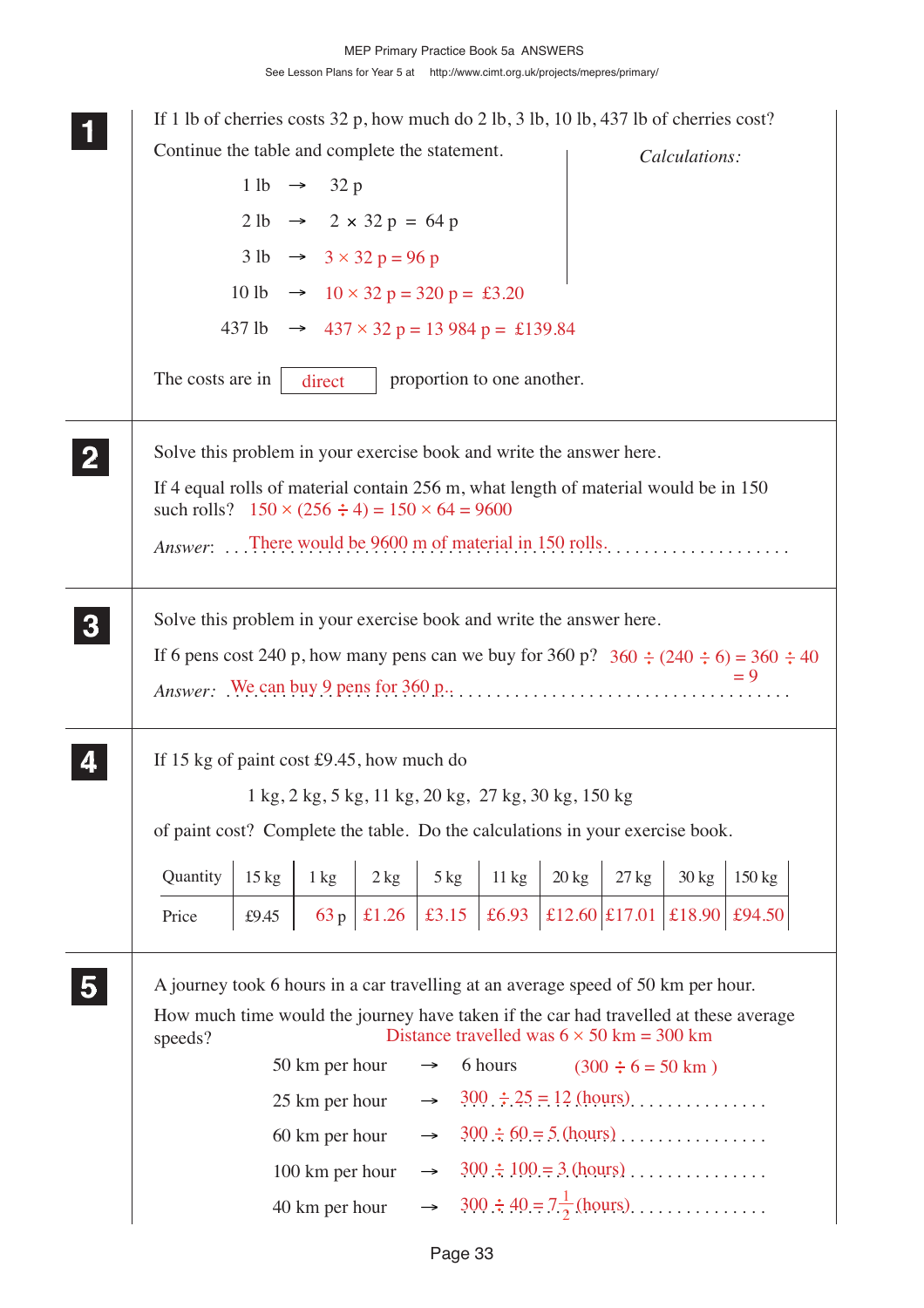**1**

If 1 lb of cherries costs 32 p, how much do 2 lb, 3 lb, 10 lb, 437 lb of cherries cost?

Continue the table and complete the statement.

*Calculations:*

1 lb → 32 p

2 lb → $2 \times 32$ p = 64 p

3 lb → $3 \times 32$ p = 96 p

10 lb → $10 \times 32$ p = 320 p = £3.20

437 lb → $437 \times 32$ p = 13 984 p = £139.84

The costs are in **direct** proportion to one another.

---

**2**

Solve this problem in your exercise book and write the answer here.

If 4 equal rolls of material contain 256 m, what length of material would be in 150 such rolls? $150 \times (256 \div 4) = 150 \times 64 = 9600$

*Answer*: There would be 9600 m of material in 150 rolls.

---

**3**

Solve this problem in your exercise book and write the answer here.

If 6 pens cost 240 p, how many pens can we buy for 360 p? $360 \div (240 \div 6) = 360 \div 40 = 9$

*Answer:* We can buy 9 pens for 360 p.

---

**4**

If 15 kg of paint cost £9.45, how much do

1 kg, 2 kg, 5 kg, 11 kg, 20 kg, 27 kg, 30 kg, 150 kg

of paint cost? Complete the table. Do the calculations in your exercise book.

| Quantity | 15 kg | 1 kg | 2 kg | 5 kg | 11 kg | 20 kg | 27 kg | 30 kg | 150 kg |
|---|---|---|---|---|---|---|---|---|---|
| Price | £9.45 | 63 p | £1.26 | £3.15 | £6.93 | £12.60 | £17.01 | £18.90 | £94.50 |

---

**5**

A journey took 6 hours in a car travelling at an average speed of 50 km per hour.

How much time would the journey have taken if the car had travelled at these average speeds?

Distance travelled was $6 \times 50$ km = 300 km

50 km per hour → 6 hours ($300 \div 6 = 50$ km)

25 km per hour → $300 \div 25 = 12$ (hours)

60 km per hour → $300 \div 60 = 5$ (hours)

100 km per hour → $300 \div 100 = 3$ (hours)

40 km per hour → $300 \div 40 = 7\frac{1}{2}$ (hours)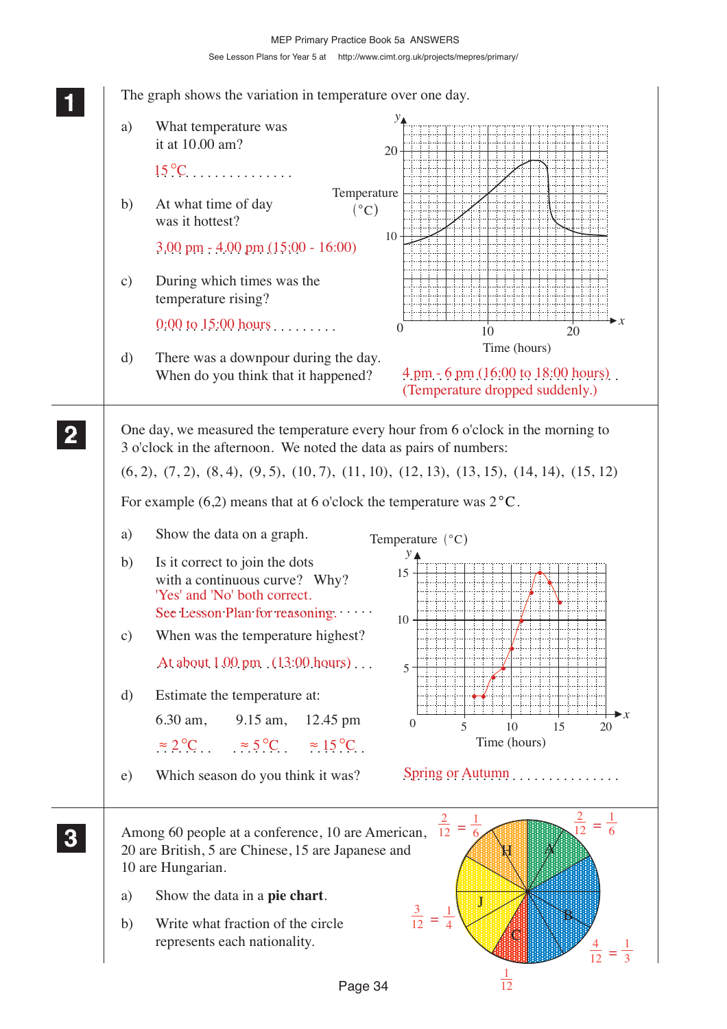**1** The graph shows the variation in temperature over one day.

a) What temperature was it at 10.00 am?

15 °C

b) At what time of day was it hottest?

3.00 pm - 4.00 pm (15:00 - 16:00)

c) During which times was the temperature rising?

0:00 to 15:00 hours

d) There was a downpour during the day. When do you think that it happened?

4 pm - 6 pm (16:00 to 18:00 hours) (Temperature dropped suddenly.)

**2** One day, we measured the temperature every hour from 6 o'clock in the morning to 3 o'clock in the afternoon. We noted the data as pairs of numbers:

(6, 2), (7, 2), (8, 4), (9, 5), (10, 7), (11, 10), (12, 13), (13, 15), (14, 14), (15, 12)

For example (6,2) means that at 6 o'clock the temperature was 2 °C.

a) Show the data on a graph.

b) Is it correct to join the dots with a continuous curve? Why?

'Yes' and 'No' both correct. See Lesson Plan for reasoning.

c) When was the temperature highest?

At about 1.00 pm (13:00 hours)

d) Estimate the temperature at:

| 6.30 am, | 9.15 am, | 12.45 pm |
|---|---|---|
| ≈ 2 °C | ≈ 5 °C | ≈ 15 °C |

e) Which season do you think it was?

Spring or Autumn

**3** Among 60 people at a conference, 10 are American, 20 are British, 5 are Chinese, 15 are Japanese and 10 are Hungarian.

a) Show the data in a **pie chart**.

b) Write what fraction of the circle represents each nationality.

A: $\frac{2}{12} = \frac{1}{6}$, B: $\frac{4}{12} = \frac{1}{3}$, C: $\frac{1}{12}$, J: $\frac{3}{12} = \frac{1}{4}$, H: $\frac{2}{12} = \frac{1}{6}$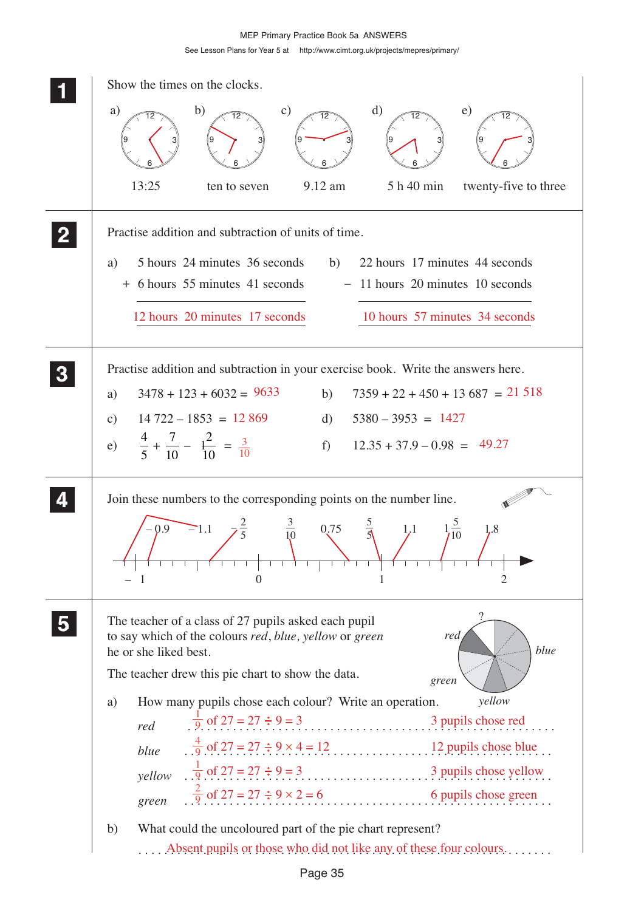## 1

Show the times on the clocks.

a) 13:25 b) ten to seven c) 9.12 am d) 5 h 40 min e) twenty-five to three

## 2

Practise addition and subtraction of units of time.

a)

| | 5 hours | 24 minutes | 36 seconds |
|---|---|---|---|
| + | 6 hours | 55 minutes | 41 seconds |
| | 12 hours | 20 minutes | 17 seconds |

b)

| | 22 hours | 17 minutes | 44 seconds |
|---|---|---|---|
| – | 11 hours | 20 minutes | 10 seconds |
| | 10 hours | 57 minutes | 34 seconds |

## 3

Practise addition and subtraction in your exercise book. Write the answers here.

a) $3478 + 123 + 6032 =$ 9633

b) $7359 + 22 + 450 + 13\,687 =$ 21 518

c) $14\,722 - 1853 =$ 12 869

d) $5380 - 3953 =$ 1427

e) $\frac{4}{5} + \frac{7}{10} - 1\frac{2}{10} = \frac{3}{10}$

f) $12.35 + 37.9 - 0.98 =$ 49.27

## 4

Join these numbers to the corresponding points on the number line.

$-0.9$, $-1.1$, $-\frac{2}{5}$, $\frac{3}{10}$, $0.75$, $\frac{5}{5}$, $1.1$, $1\frac{5}{10}$, $1.8$

Number line: $-1$, $0$, $1$, $2$

## 5

The teacher of a class of 27 pupils asked each pupil to say which of the colours *red*, *blue*, *yellow* or *green* he or she liked best.

The teacher drew this pie chart to show the data.

(Pie chart labels: ?, *red*, *blue*, *green*, *yellow*)

a) How many pupils chose each colour? Write an operation.

*red* $\frac{1}{9}$ of $27 = 27 \div 9 = 3$ — 3 pupils chose red

*blue* $\frac{4}{9}$ of $27 = 27 \div 9 \times 4 = 12$ — 12 pupils chose blue

*yellow* $\frac{1}{9}$ of $27 = 27 \div 9 = 3$ — 3 pupils chose yellow

*green* $\frac{2}{9}$ of $27 = 27 \div 9 \times 2 = 6$ — 6 pupils chose green

b) What could the uncoloured part of the pie chart represent?

Absent pupils or those who did not like any of these four colours.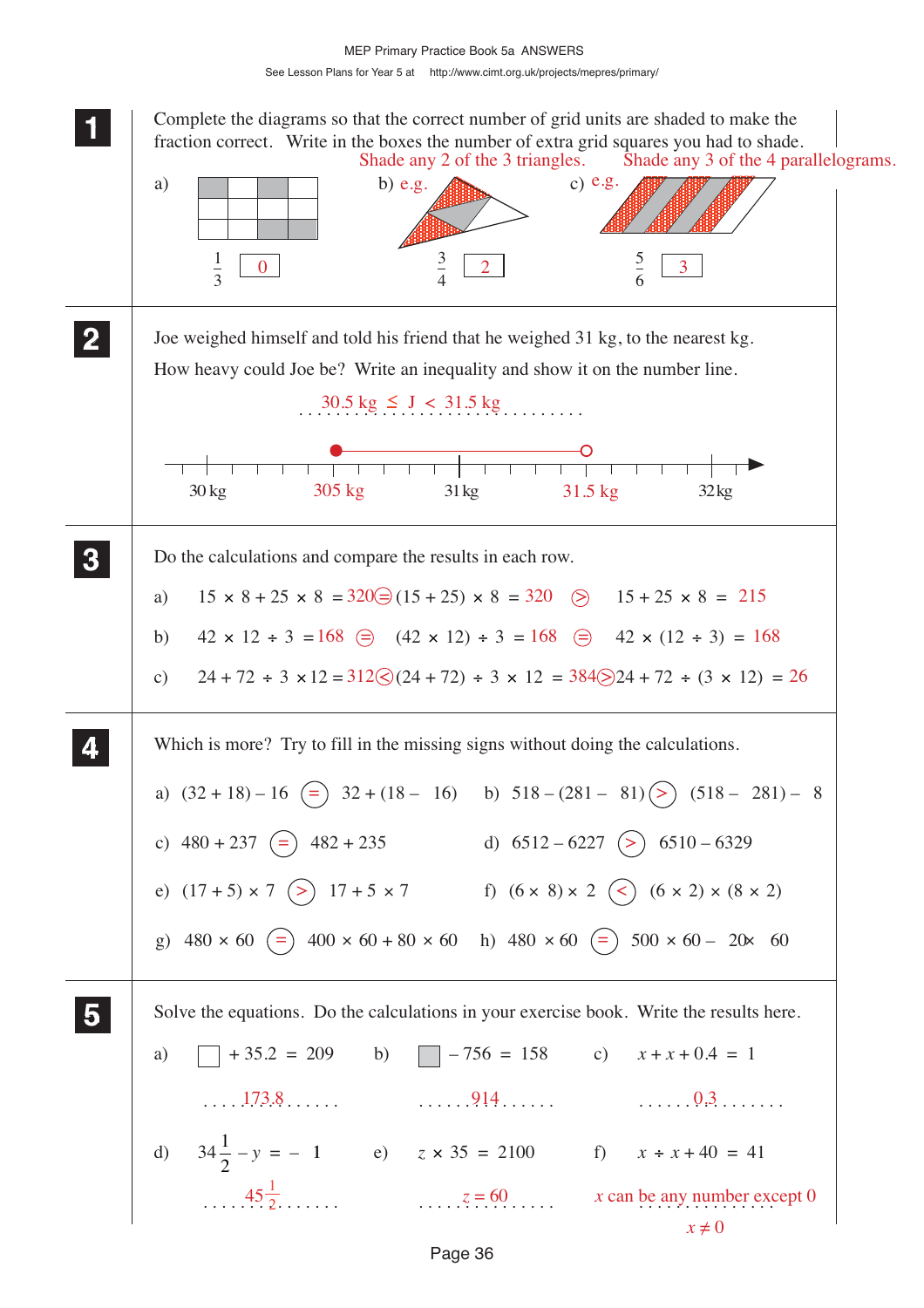## 1

Complete the diagrams so that the correct number of grid units are shaded to make the fraction correct. Write in the boxes the number of extra grid squares you had to shade.

a) $\frac{1}{3}$ [0]

b) e.g. Shade any 2 of the 3 triangles. $\frac{3}{4}$ [2]

c) e.g. Shade any 3 of the 4 parallelograms. $\frac{5}{6}$ [3]

## 2

Joe weighed himself and told his friend that he weighed 31 kg, to the nearest kg.

How heavy could Joe be? Write an inequality and show it on the number line.

$30.5 \text{ kg} \le J < 31.5 \text{ kg}$

Number line: 30 kg, 305 kg, 31 kg, 31.5 kg, 32 kg (filled dot at 30.5 kg, open circle at 31.5 kg)

## 3

Do the calculations and compare the results in each row.

a) $15 \times 8 + 25 \times 8 = 320 \;=\; (15 + 25) \times 8 = 320 \;>\; 15 + 25 \times 8 = 215$

b) $42 \times 12 \div 3 = 168 \;=\; (42 \times 12) \div 3 = 168 \;=\; 42 \times (12 \div 3) = 168$

c) $24 + 72 \div 3 \times 12 = 312 \;<\; (24 + 72) \div 3 \times 12 = 384 \;>\; 24 + 72 \div (3 \times 12) = 26$

## 4

Which is more? Try to fill in the missing signs without doing the calculations.

a) $(32 + 18) - 16 \;=\; 32 + (18 - 16)$

b) $518 - (281 - 81) \;>\; (518 - 281) - 8$

c) $480 + 237 \;=\; 482 + 235$

d) $6512 - 6227 \;>\; 6510 - 6329$

e) $(17 + 5) \times 7 \;>\; 17 + 5 \times 7$

f) $(6 \times 8) \times 2 \;<\; (6 \times 2) \times (8 \times 2)$

g) $480 \times 60 \;=\; 400 \times 60 + 80 \times 60$

h) $480 \times 60 \;=\; 500 \times 60 - 20 \times 60$

## 5

Solve the equations. Do the calculations in your exercise book. Write the results here.

a) $\square + 35.2 = 209$ ........ 173.8 ........

b) $\square - 756 = 158$ ........ 914 ........

c) $x + x + 0.4 = 1$ ........ 0.3 ........

d) $34\frac{1}{2} - y = -1$ ........ $45\frac{1}{2}$ ........

e) $z \times 35 = 2100$ ........ $z = 60$ ........

f) $x \div x + 40 = 41$ ........ $x$ can be any number except 0 ........ $x \ne 0$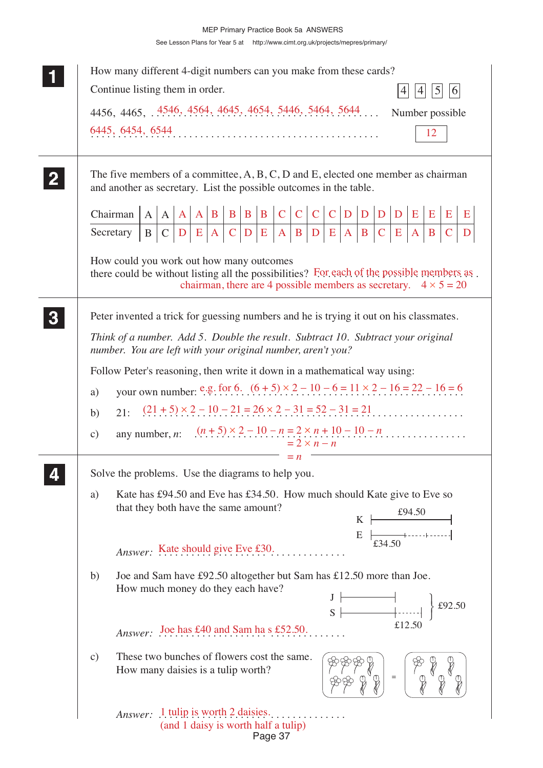**1**

How many different 4-digit numbers can you make from these cards?

Continue listing them in order.

4 4 5 6

4456, 4465, 4546, 4564, 4645, 4654, 5446, 5464, 5644

6445, 6454, 6544

Number possible: 12

**2**

The five members of a committee, A, B, C, D and E, elected one member as chairman and another as secretary. List the possible outcomes in the table.

| Chairman | A | A | A | A | B | B | B | B | C | C | C | C | D | D | D | D | E | E | E | E |
|---|---|---|---|---|---|---|---|---|---|---|---|---|---|---|---|---|---|---|---|---|
| Secretary | B | C | D | E | A | C | D | E | A | B | D | E | A | B | C | E | A | B | C | D |

How could you work out how many outcomes there could be without listing all the possibilities? For each of the possible members as chairman, there are 4 possible members as secretary. $4 \times 5 = 20$

**3**

Peter invented a trick for guessing numbers and he is trying it out on his classmates.

*Think of a number. Add 5. Double the result. Subtract 10. Subtract your original number. You are left with your original number, aren't you?*

Follow Peter's reasoning, then write it down in a mathematical way using:

a) your own number: e.g. for 6. $(6 + 5) \times 2 - 10 - 6 = 11 \times 2 - 16 = 22 - 16 = 6$

b) 21: $(21 + 5) \times 2 - 10 - 21 = 26 \times 2 - 31 = 52 - 31 = 21$

c) any number, $n$: $(n + 5) \times 2 - 10 - n = 2 \times n + 10 - 10 - n$
$= 2 \times n - n$
$= n$

**4**

Solve the problems. Use the diagrams to help you.

a) Kate has £94.50 and Eve has £34.50. How much should Kate give to Eve so that they both have the same amount?

K: £94.50
E: £34.50

*Answer:* Kate should give Eve £30.

b) Joe and Sam have £92.50 altogether but Sam has £12.50 more than Joe. How much money do they each have?

J, S: £92.50 altogether; £12.50

*Answer:* Joe has £40 and Sam has £52.50.

c) These two bunches of flowers cost the same. How many daisies is a tulip worth?

*Answer:* 1 tulip is worth 2 daisies.
(and 1 daisy is worth half a tulip)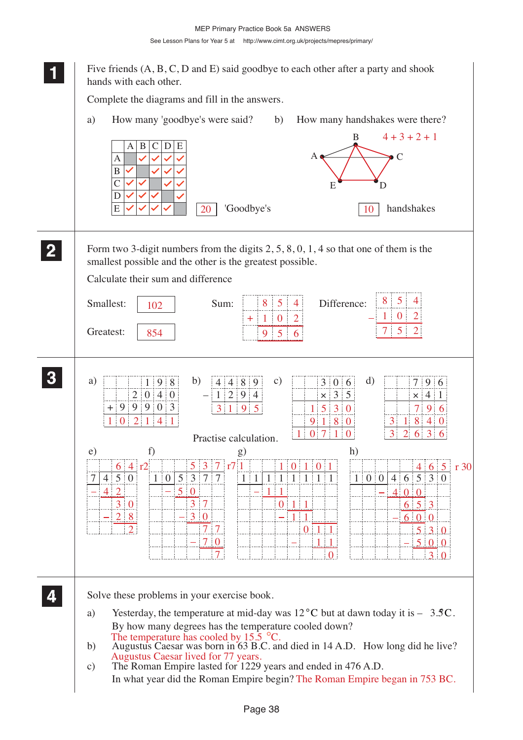## 1

Five friends (A, B, C, D and E) said goodbye to each other after a party and shook hands with each other.

Complete the diagrams and fill in the answers.

a) How many 'goodbye's were said?

|   | A | B | C | D | E |
|---|---|---|---|---|---|
| A |   | ✓ | ✓ | ✓ | ✓ |
| B | ✓ |   | ✓ | ✓ | ✓ |
| C | ✓ | ✓ |   | ✓ | ✓ |
| D | ✓ | ✓ | ✓ |   | ✓ |
| E | ✓ | ✓ | ✓ | ✓ |   |

20 'Goodbye's

b) How many handshakes were there?

$4 + 3 + 2 + 1$

10 handshakes

## 2

Form two 3-digit numbers from the digits 2, 5, 8, 0, 1, 4 so that one of them is the smallest possible and the other is the greatest possible.

Calculate their sum and difference

Smallest: 102

Greatest: 854

Sum: $854 + 102 = 956$

Difference: $854 - 102 = 752$

## 3

a) $198 + 2040 + 99903 = 102141$

b) $4489 - 1294 = 3195$

c) $306 \times 35$: $1530 + 9180 = 10710$

d) $796 \times 41$: $796 + 31840 = 32636$

Practise calculation.

e) $450 \div 7 = 64$ r2
```
  7 4 5 0
 -4 2
    3 0
   -2 8
      2
```

f) $5377 \div 10 = 537$ r7
```
 1 0 5 3 7 7
   - 5 0
       3 7
     - 3 0
         7 7
       - 7 0
           7
```

g) $111111 \div 11 = 10101$ r0
```
 1 1 1 1 1 1 1 1
   - 1 1
       0 1 1
       - 1 1
           0 1 1
           - 1 1
               0
```

h) $46530 \div 100 = 465$ r 30
```
 1 0 0 4 6 5 3 0
     - 4 0 0
         6 5 3
       - 6 0 0
           5 3 0
         - 5 0 0
             3 0
```

## 4

Solve these problems in your exercise book.

a) Yesterday, the temperature at mid-day was 12 °C but at dawn today it is – 3.5 °C.
By how many degrees has the temperature cooled down?
The temperature has cooled by 15.5 °C.

b) Augustus Caesar was born in 63 B.C. and died in 14 A.D. How long did he live?
Augustus Caesar lived for 77 years.

c) The Roman Empire lasted for 1229 years and ended in 476 A.D.
In what year did the Roman Empire begin? The Roman Empire began in 753 BC.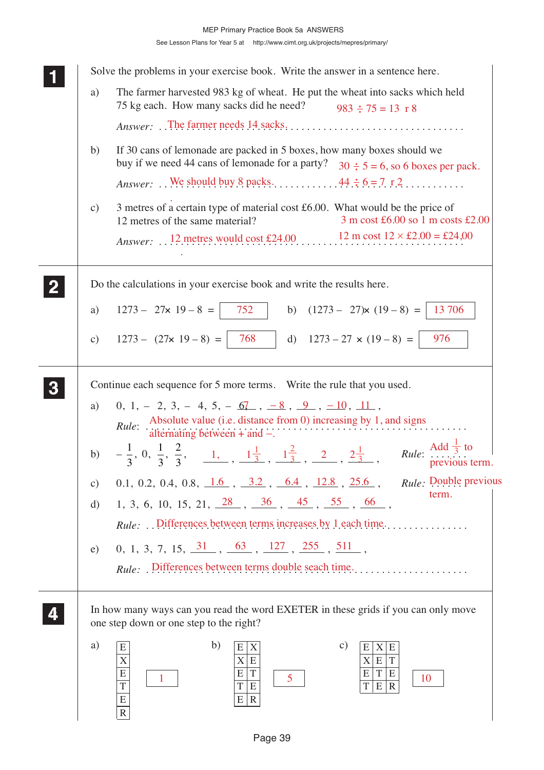**1** Solve the problems in your exercise book. Write the answer in a sentence here.

a) The farmer harvested 983 kg of wheat. He put the wheat into sacks which held 75 kg each. How many sacks did he need? $983 \div 75 = 13$ r 8

*Answer:* The farmer needs 14 sacks.

b) If 30 cans of lemonade are packed in 5 boxes, how many boxes should we buy if we need 44 cans of lemonade for a party? $30 \div 5 = 6$, so 6 boxes per pack.

*Answer:* We should buy 8 packs. $44 \div 6 = 7$ r 2

c) 3 metres of a certain type of material cost £6.00. What would be the price of 12 metres of the same material? 3 m cost £6.00 so 1 m costs £2.00

*Answer:* 12 metres would cost £24.00 — 12 m cost $12 \times$ £2.00 = £24.00

**2** Do the calculations in your exercise book and write the results here.

a) $1273 - 27 \times 19 - 8 =$ 752

b) $(1273 - 27) \times (19 - 8) =$ 13 706

c) $1273 - (27 \times 19 - 8) =$ 768

d) $1273 - 27 \times (19 - 8) =$ 976

**3** Continue each sequence for 5 more terms. Write the rule that you used.

a) 0, 1, $-2$, 3, $-4$, 5, $-6$, 7, $-8$, 9, $-10$, 11,

*Rule:* Absolute value (i.e. distance from 0) increasing by 1, and signs alternating between + and −.

b) $-\frac{1}{3}$, 0, $\frac{1}{3}$, $\frac{2}{3}$, 1, $1\frac{1}{3}$, $1\frac{2}{3}$, 2, $2\frac{1}{3}$,

*Rule:* Add $\frac{1}{3}$ to previous term.

c) 0.1, 0.2, 0.4, 0.8, 1.6, 3.2, 6.4, 12.8, 25.6,

*Rule:* Double previous term.

d) 1, 3, 6, 10, 15, 21, 28, 36, 45, 55, 66,

*Rule:* Differences between terms increases by 1 each time.

e) 0, 1, 3, 7, 15, 31, 63, 127, 255, 511,

*Rule:* Differences between terms double seach time.

**4** In how many ways can you read the word EXETER in these grids if you can only move one step down or one step to the right?

a)

| E |
|---|
| X |
| E |
| T |
| E |
| R |

Answer: 1

b)

| E | X |
|---|---|
| X | E |
| E | T |
| T | E |
| E | R |

Answer: 5

c)

| E | X | E |
|---|---|---|
| X | E | T |
| E | T | E |
| T | E | R |

Answer: 10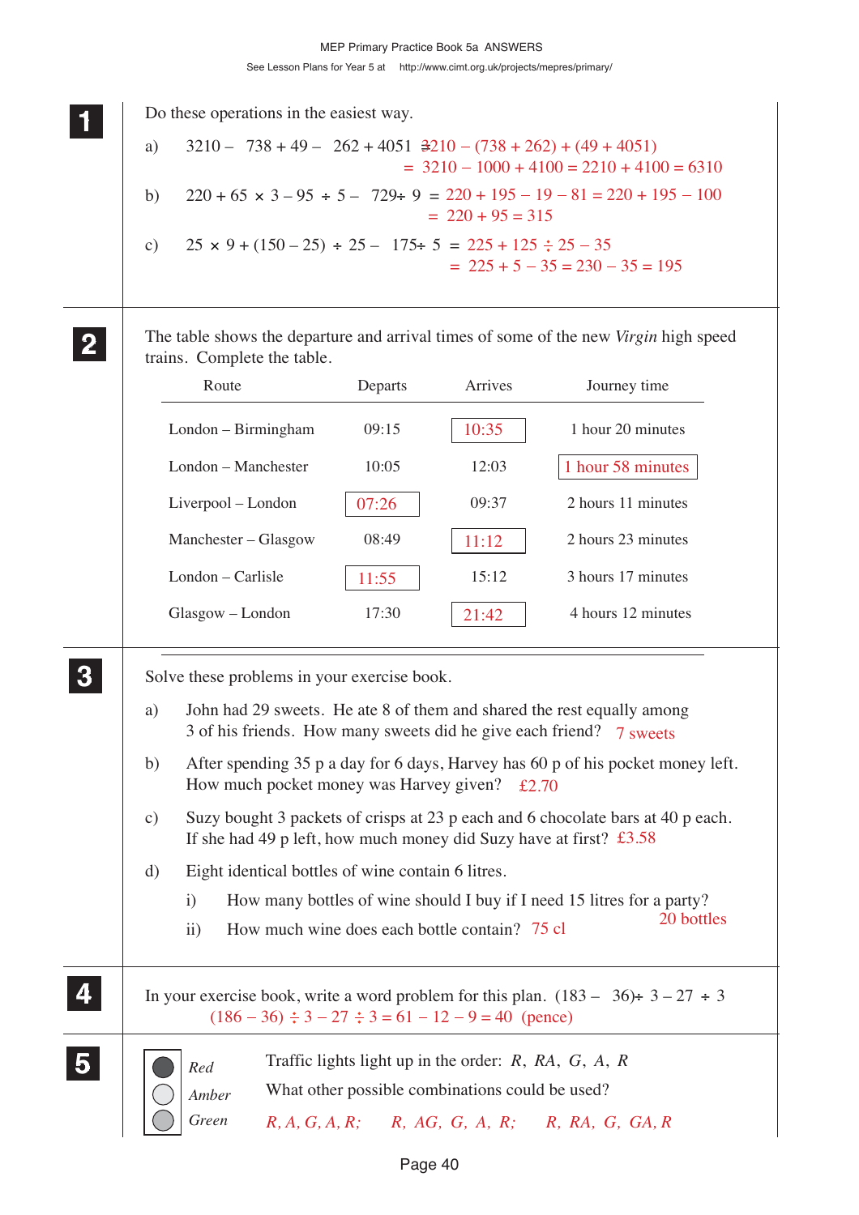MEP Primary Practice Book 5a ANSWERS

See Lesson Plans for Year 5 at http://www.cimt.org.uk/projects/mepres/primary/

## 1

Do these operations in the easiest way.

a) $3210 - 738 + 49 - 262 + 4051 = 3210 - (738 + 262) + (49 + 4051)$
$= 3210 - 1000 + 4100 = 2210 + 4100 = 6310$

b) $220 + 65 \times 3 - 95 \div 5 - 729 \div 9 = 220 + 195 - 19 - 81 = 220 + 195 - 100$
$= 220 + 95 = 315$

c) $25 \times 9 + (150 - 25) \div 25 - 175 \div 5 = 225 + 125 \div 25 - 35$
$= 225 + 5 - 35 = 230 - 35 = 195$

## 2

The table shows the departure and arrival times of some of the new *Virgin* high speed trains. Complete the table.

| Route | Departs | Arrives | Journey time |
|---|---|---|---|
| London – Birmingham | 09:15 | 10:35 | 1 hour 20 minutes |
| London – Manchester | 10:05 | 12:03 | 1 hour 58 minutes |
| Liverpool – London | 07:26 | 09:37 | 2 hours 11 minutes |
| Manchester – Glasgow | 08:49 | 11:12 | 2 hours 23 minutes |
| London – Carlisle | 11:55 | 15:12 | 3 hours 17 minutes |
| Glasgow – London | 17:30 | 21:42 | 4 hours 12 minutes |

## 3

Solve these problems in your exercise book.

a) John had 29 sweets. He ate 8 of them and shared the rest equally among 3 of his friends. How many sweets did he give each friend? 7 sweets

b) After spending 35 p a day for 6 days, Harvey has 60 p of his pocket money left. How much pocket money was Harvey given? £2.70

c) Suzy bought 3 packets of crisps at 23 p each and 6 chocolate bars at 40 p each. If she had 49 p left, how much money did Suzy have at first? £3.58

d) Eight identical bottles of wine contain 6 litres.

i) How many bottles of wine should I buy if I need 15 litres for a party? 20 bottles

ii) How much wine does each bottle contain? 75 cl

## 4

In your exercise book, write a word problem for this plan. $(183 - 36) \div 3 - 27 \div 3$

$(186 - 36) \div 3 - 27 \div 3 = 61 - 12 - 9 = 40$ (pence)

## 5

*Red*
*Amber*
*Green*

Traffic lights light up in the order: *R*, *RA*, *G*, *A*, *R*

What other possible combinations could be used?

*R, A, G, A, R;*  *R, AG, G, A, R;*  *R, RA, G, GA, R*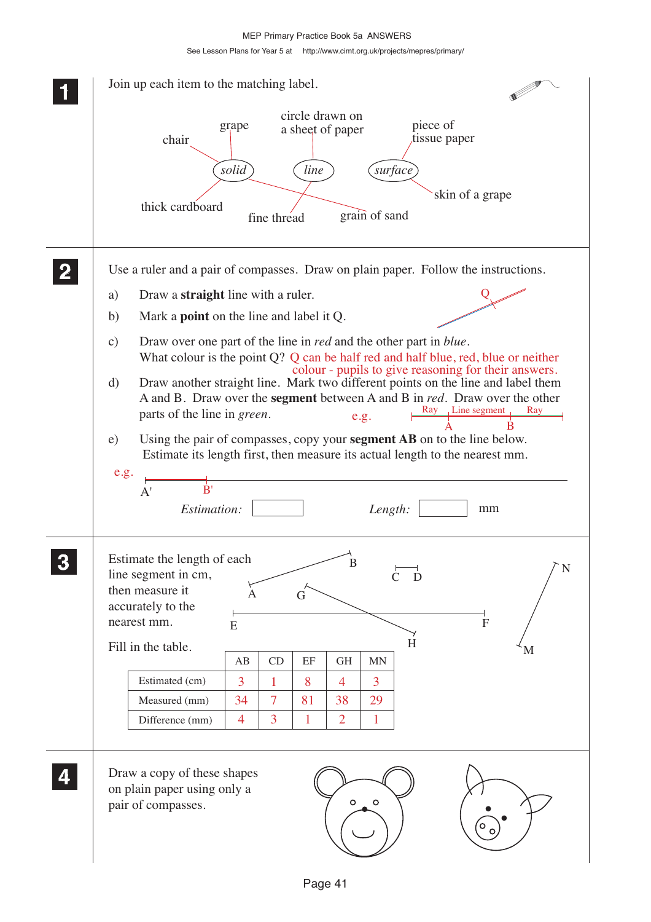**1** Join up each item to the matching label.

chair, grape, circle drawn on a sheet of paper, piece of tissue paper

*solid* *line* *surface*

thick cardboard, fine thread, grain of sand, skin of a grape

**2** Use a ruler and a pair of compasses. Draw on plain paper. Follow the instructions.

a) Draw a **straight** line with a ruler.

b) Mark a **point** on the line and label it Q.

c) Draw over one part of the line in *red* and the other part in *blue*.
What colour is the point Q? Q can be half red and half blue, red, blue or neither colour - pupils to give reasoning for their answers.

d) Draw another straight line. Mark two different points on the line and label them A and B. Draw over the **segment** between A and B in *red*. Draw over the other parts of the line in *green*.

e.g. Ray | A | Line segment | B | Ray

e) Using the pair of compasses, copy your **segment AB** on to the line below.
Estimate its length first, then measure its actual length to the nearest mm.

e.g. A' B'

*Estimation:* ☐ *Length:* ☐ mm

**3** Estimate the length of each line segment in cm, then measure it accurately to the nearest mm.

Fill in the table.

| | AB | CD | EF | GH | MN |
|---|---|---|---|---|---|
| Estimated (cm) | 3 | 1 | 8 | 4 | 3 |
| Measured (mm) | 34 | 7 | 81 | 38 | 29 |
| Difference (mm) | 4 | 3 | 1 | 2 | 1 |

**4** Draw a copy of these shapes on plain paper using only a pair of compasses.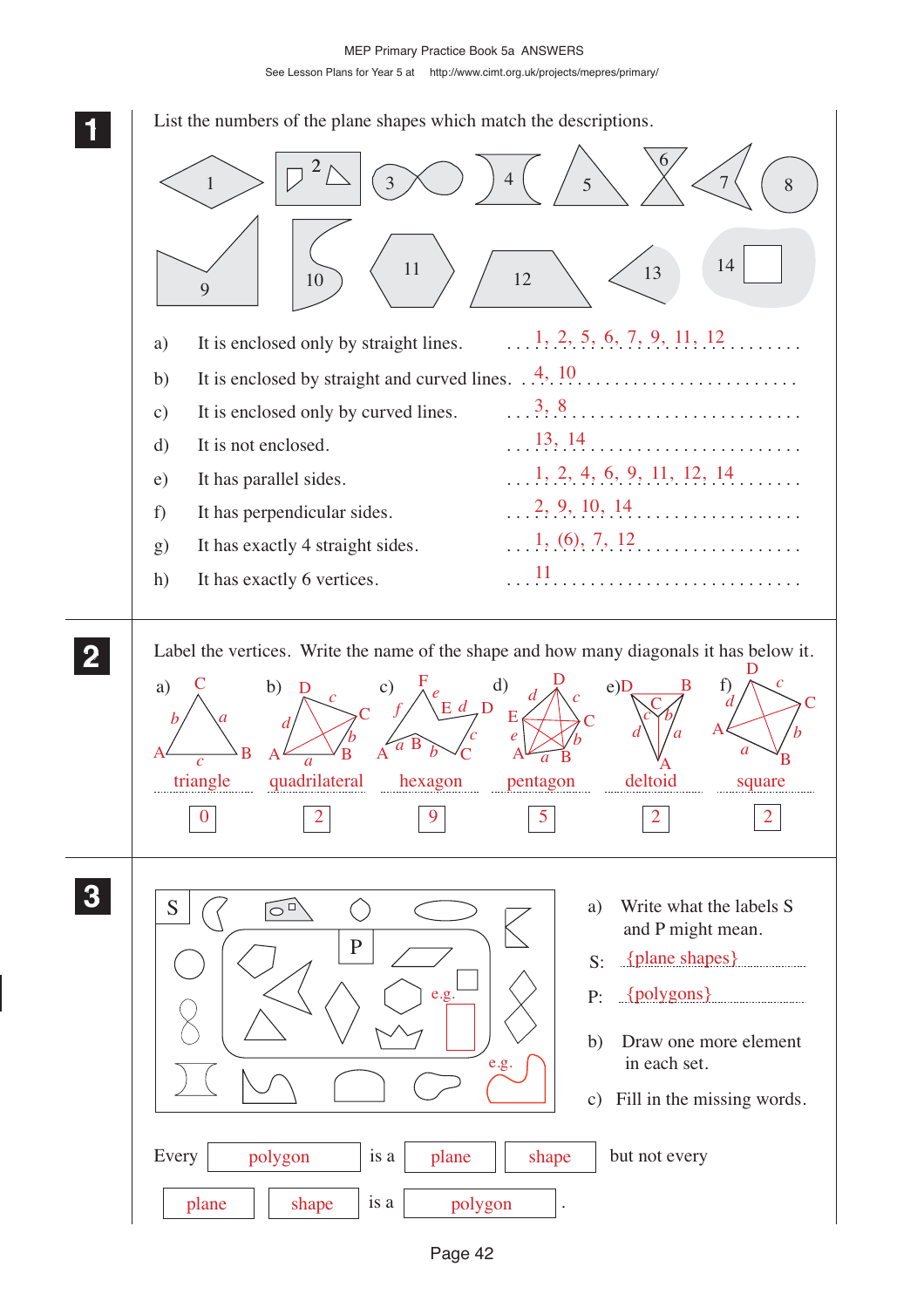**1** List the numbers of the plane shapes which match the descriptions.

a) It is enclosed only by straight lines. 1, 2, 5, 6, 7, 9, 11, 12

b) It is enclosed by straight and curved lines. 4, 10

c) It is enclosed only by curved lines. 3, 8

d) It is not enclosed. 13, 14

e) It has parallel sides. 1, 2, 4, 6, 9, 11, 12, 14

f) It has perpendicular sides. 2, 9, 10, 14

g) It has exactly 4 straight sides. 1, (6), 7, 12

h) It has exactly 6 vertices. 11

**2** Label the vertices. Write the name of the shape and how many diagonals it has below it.

| a) | b) | c) | d) | e) | f) |
|---|---|---|---|---|---|
| triangle | quadrilateral | hexagon | pentagon | deltoid | square |
| 0 | 2 | 9 | 5 | 2 | 2 |

**3**

a) Write what the labels S and P might mean.

S: {plane shapes}

P: {polygons}

b) Draw one more element in each set.

c) Fill in the missing words.

Every polygon is a plane shape but not every plane shape is a polygon.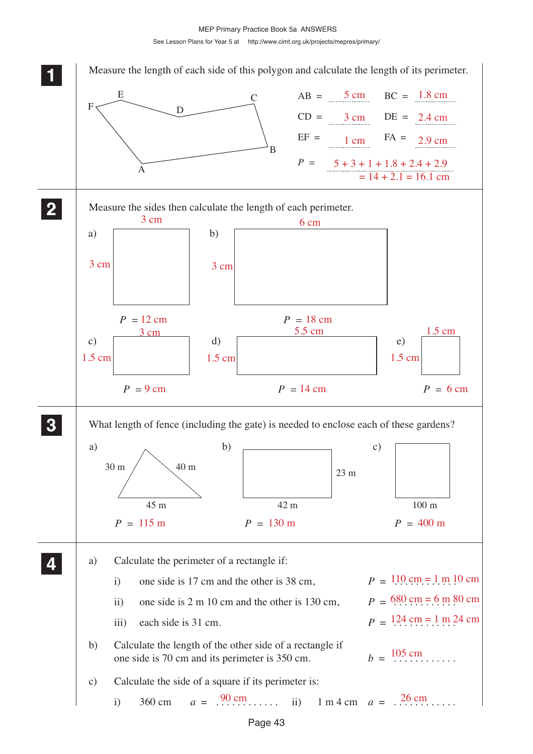**1** Measure the length of each side of this polygon and calculate the length of its perimeter.

AB = 5 cm  BC = 1.8 cm

CD = 3 cm  DE = 2.4 cm

EF = 1 cm  FA = 2.9 cm

$P$ = 5 + 3 + 1 + 1.8 + 2.4 + 2.9 = 14 + 2.1 = 16.1 cm

**2** Measure the sides then calculate the length of each perimeter.

a) 3 cm, 3 cm  $P$ = 12 cm

b) 6 cm, 3 cm  $P$ = 18 cm

c) 3 cm, 1.5 cm  $P$ = 9 cm

d) 5.5 cm, 1.5 cm  $P$ = 14 cm

e) 1.5 cm, 1.5 cm  $P$ = 6 cm

**3** What length of fence (including the gate) is needed to enclose each of these gardens?

a) 30 m, 40 m, 45 m  $P$ = 115 m

b) 42 m, 23 m  $P$ = 130 m

c) 100 m  $P$ = 400 m

**4**

a) Calculate the perimeter of a rectangle if:

i) one side is 17 cm and the other is 38 cm,  $P$ = 110 cm = 1 m 10 cm

ii) one side is 2 m 10 cm and the other is 130 cm,  $P$ = 680 cm = 6 m 80 cm

iii) each side is 31 cm.  $P$ = 124 cm = 1 m 24 cm

b) Calculate the length of the other side of a rectangle if one side is 70 cm and its perimeter is 350 cm.  $b$ = 105 cm

c) Calculate the side of a square if its perimeter is:

i) 360 cm  $a$ = 90 cm  ii) 1 m 4 cm  $a$ = 26 cm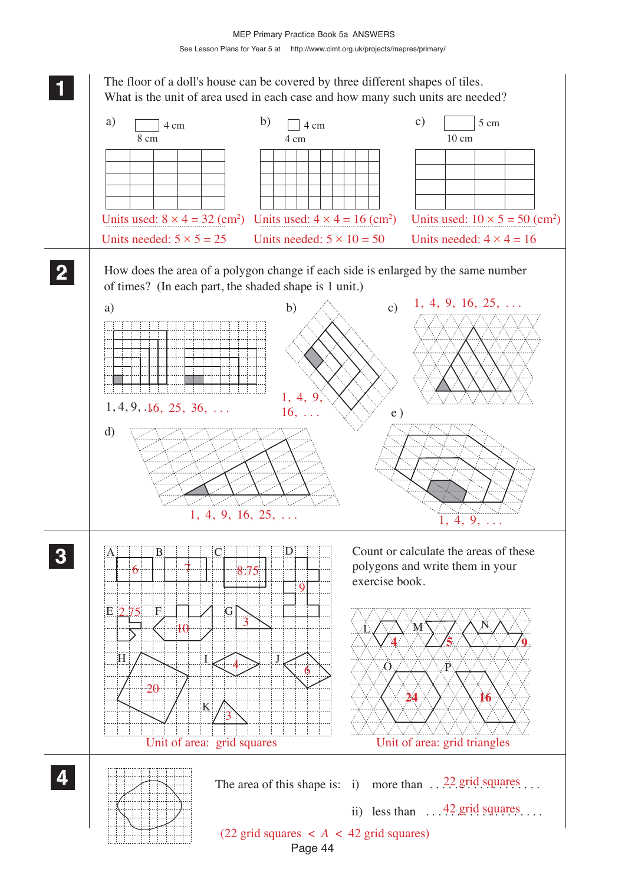MEP Primary Practice Book 5a ANSWERS

See Lesson Plans for Year 5 at http://www.cimt.org.uk/projects/mepres/primary/

## 1

The floor of a doll's house can be covered by three different shapes of tiles. What is the unit of area used in each case and how many such units are needed?

a) 4 cm, 8 cm

Units used: $8 \times 4 = 32$ (cm$^2$)

Units needed: $5 \times 5 = 25$

b) 4 cm, 4 cm

Units used: $4 \times 4 = 16$ (cm$^2$)

Units needed: $5 \times 10 = 50$

c) 5 cm, 10 cm

Units used: $10 \times 5 = 50$ (cm$^2$)

Units needed: $4 \times 4 = 16$

## 2

How does the area of a polygon change if each side is enlarged by the same number of times? (In each part, the shaded shape is 1 unit.)

a) 1, 4, 9, 16, 25, 36, . . .

b) 1, 4, 9, 16, . . .

c) 1, 4, 9, 16, 25, . . .

d) 1, 4, 9, 16, 25, . . .

e) 1, 4, 9, . . .

## 3

Count or calculate the areas of these polygons and write them in your exercise book.

A: 6, B: 7, C: 8.75, D: 9, E: 2.75, F: 10, G: 3, H: 20, I: 4, J: 6, K: 3

Unit of area: grid squares

L: 4, M: 5, N: 9, O: 24, P: 16

Unit of area: grid triangles

## 4

The area of this shape is: i) more than 22 grid squares

ii) less than 42 grid squares

(22 grid squares $< A <$ 42 grid squares)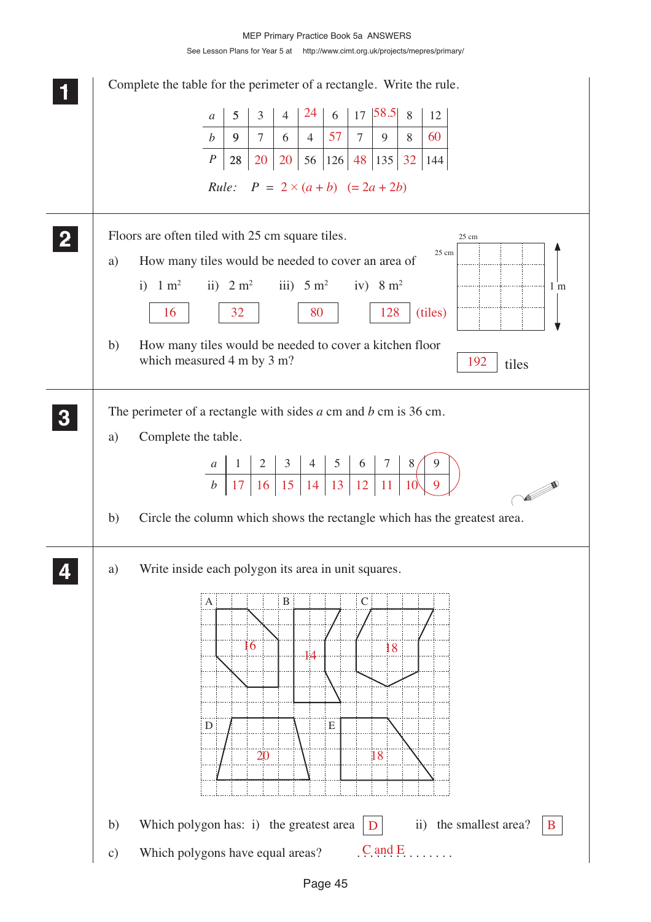**1** Complete the table for the perimeter of a rectangle. Write the rule.

| $a$ | 5 | 3 | 4 | 24 | 6 | 17 | 58.5 | 8 | 12 |
|---|---|---|---|---|---|---|---|---|---|
| $b$ | 9 | 7 | 6 | 4 | 57 | 7 | 9 | 8 | 60 |
| $P$ | 28 | 20 | 20 | 56 | 126 | 48 | 135 | 32 | 144 |

*Rule:* $P = 2 \times (a + b) \quad (= 2a + 2b)$

---

**2** Floors are often tiled with 25 cm square tiles.

a) How many tiles would be needed to cover an area of

i) 1 m² ii) 2 m² iii) 5 m² iv) 8 m²

16 32 80 128 (tiles)

25 cm, 25 cm, 1 m

b) How many tiles would be needed to cover a kitchen floor which measured 4 m by 3 m?

192 tiles

---

**3** The perimeter of a rectangle with sides $a$ cm and $b$ cm is 36 cm.

a) Complete the table.

| $a$ | 1 | 2 | 3 | 4 | 5 | 6 | 7 | 8 | 9 |
|---|---|---|---|---|---|---|---|---|---|
| $b$ | 17 | 16 | 15 | 14 | 13 | 12 | 11 | 10 | 9 |

b) Circle the column which shows the rectangle which has the greatest area. (Column $a = 9$, $b = 9$ circled)

---

**4** a) Write inside each polygon its area in unit squares.

A: 16  B: 14  C: 18  D: 20  E: 18

b) Which polygon has: i) the greatest area D  ii) the smallest area? B

c) Which polygons have equal areas? C and E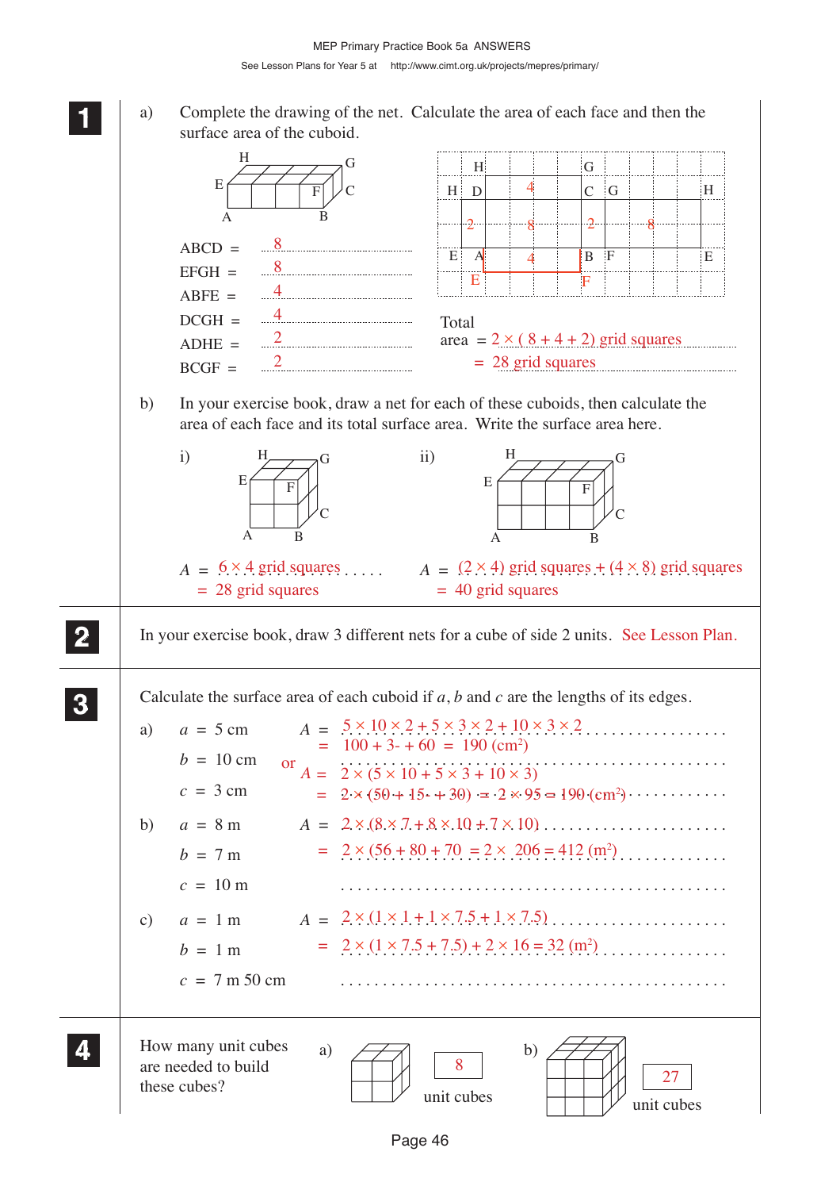**1** a) Complete the drawing of the net. Calculate the area of each face and then the surface area of the cuboid.

ABCD = 8

EFGH = 8

ABFE = 4

DCGH = 4

ADHE = 2

BCGF = 2

Total area = $2 \times (8 + 4 + 2)$ grid squares

= 28 grid squares

b) In your exercise book, draw a net for each of these cuboids, then calculate the area of each face and its total surface area. Write the surface area here.

i) $A$ = $6 \times 4$ grid squares
= 28 grid squares

ii) $A$ = $(2 \times 4)$ grid squares + $(4 \times 8)$ grid squares
= 40 grid squares

**2** In your exercise book, draw 3 different nets for a cube of side 2 units. See Lesson Plan.

**3** Calculate the surface area of each cuboid if $a$, $b$ and $c$ are the lengths of its edges.

a) $a$ = 5 cm, $b$ = 10 cm, $c$ = 3 cm

$A = 5 \times 10 \times 2 + 5 \times 3 \times 2 + 10 \times 3 \times 2$
$= 100 + 3\text{-} + 60 = 190$ (cm²)

or $A = 2 \times (5 \times 10 + 5 \times 3 + 10 \times 3)$
$= 2 \times (50 + 15 + 30) = 2 \times 95 = 190$ (cm²)

b) $a$ = 8 m, $b$ = 7 m, $c$ = 10 m

$A = 2 \times (8 \times 7 + 8 \times 10 + 7 \times 10)$
$= 2 \times (56 + 80 + 70 = 2 \times 206 = 412$ (m²)

c) $a$ = 1 m, $b$ = 1 m, $c$ = 7 m 50 cm

$A = 2 \times (1 \times 1 + 1 \times 7.5 + 1 \times 7.5)$
$= 2 \times (1 \times 7.5 + 7.5) + 2 \times 16 = 32$ (m²)

**4** How many unit cubes are needed to build these cubes?

a) 8 unit cubes

b) 27 unit cubes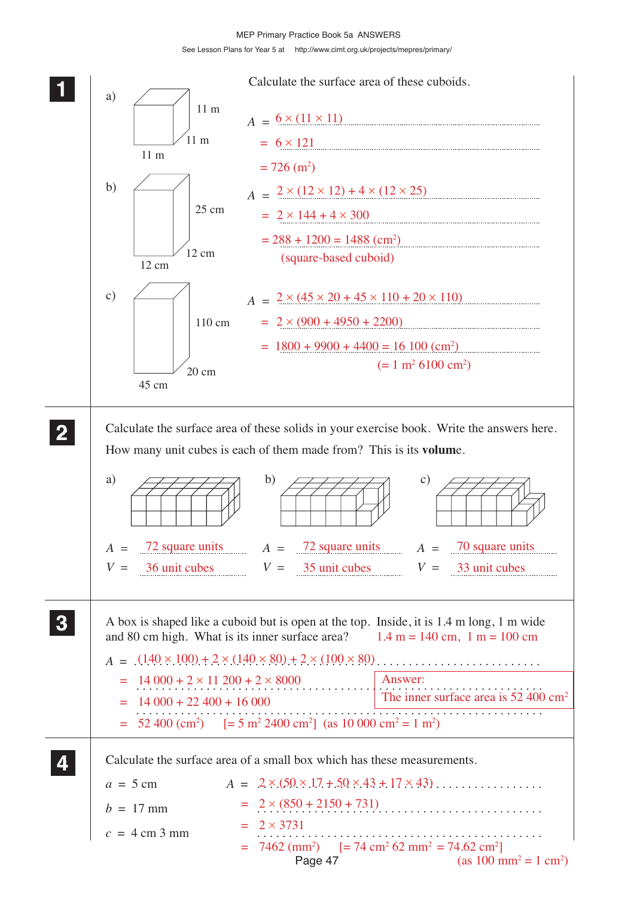## 1

Calculate the surface area of these cuboids.

a) 11 m, 11 m, 11 m

$A = 6 \times (11 \times 11)$

$= 6 \times 121$

$= 726$ (m²)

b) 25 cm, 12 cm, 12 cm

$A = 2 \times (12 \times 12) + 4 \times (12 \times 25)$

$= 2 \times 144 + 4 \times 300$

$= 288 + 1200 = 1488$ (cm²)

(square-based cuboid)

c) 110 cm, 20 cm, 45 cm

$A = 2 \times (45 \times 20 + 45 \times 110 + 20 \times 110)$

$= 2 \times (900 + 4950 + 2200)$

$= 1800 + 9900 + 4400 = 16\,100$ (cm²)

(= 1 m² 6100 cm²)

## 2

Calculate the surface area of these solids in your exercise book. Write the answers here.

How many unit cubes is each of them made from? This is its **volume**.

a) $A$ = 72 square units, $V$ = 36 unit cubes

b) $A$ = 72 square units, $V$ = 35 unit cubes

c) $A$ = 70 square units, $V$ = 33 unit cubes

## 3

A box is shaped like a cuboid but is open at the top. Inside, it is 1.4 m long, 1 m wide and 80 cm high. What is its inner surface area? 1.4 m = 140 cm, 1 m = 100 cm

$A = (140 \times 100) + 2 \times (140 \times 80) + 2 \times (100 \times 80)$

$= 14\,000 + 2 \times 11\,200 + 2 \times 8000$

$= 14\,000 + 22\,400 + 16\,000$

$= 52\,400$ (cm²) [= 5 m² 2400 cm²] (as 10 000 cm² = 1 m²)

Answer: The inner surface area is 52 400 cm²

## 4

Calculate the surface area of a small box which has these measurements.

$a$ = 5 cm

$b$ = 17 mm

$c$ = 4 cm 3 mm

$A = 2 \times (50 \times 17 + 50 \times 43 + 17 \times 43)$

$= 2 \times (850 + 2150 + 731)$

$= 2 \times 3731$

$= 7462$ (mm²) [= 74 cm² 62 mm² = 74.62 cm²]

(as 100 mm² = 1 cm²)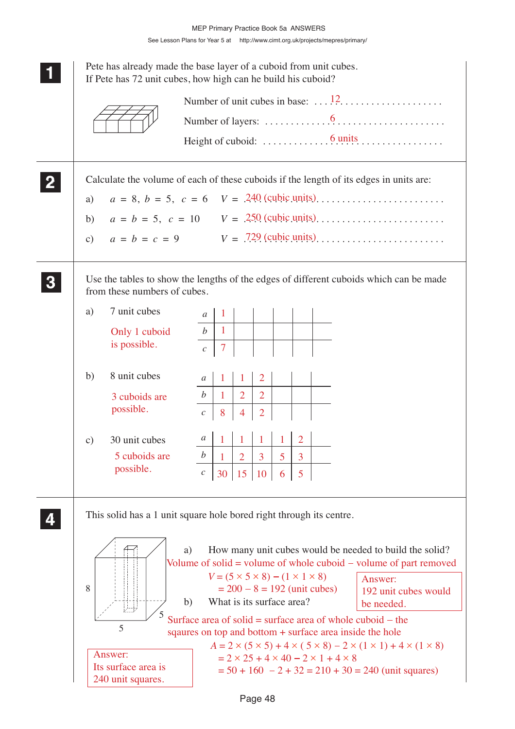**1** Pete has already made the base layer of a cuboid from unit cubes.
If Pete has 72 unit cubes, how high can he build his cuboid?

Number of unit cubes in base: 12

Number of layers: 6

Height of cuboid: 6 units

**2** Calculate the volume of each of these cuboids if the length of its edges in units are:

a) $a = 8,\ b = 5,\ c = 6$ $V =$ 240 (cubic units)

b) $a = b = 5,\ c = 10$ $V =$ 250 (cubic units)

c) $a = b = c = 9$ $V =$ 729 (cubic units)

**3** Use the tables to show the lengths of the edges of different cuboids which can be made from these numbers of cubes.

a) 7 unit cubes

Only 1 cuboid is possible.

| $a$ | 1 | | | | | |
|---|---|---|---|---|---|---|
| $b$ | 1 | | | | | |
| $c$ | 7 | | | | | |

b) 8 unit cubes

3 cuboids are possible.

| $a$ | 1 | 1 | 2 | | | |
|---|---|---|---|---|---|---|
| $b$ | 1 | 2 | 2 | | | |
| $c$ | 8 | 4 | 2 | | | |

c) 30 unit cubes

5 cuboids are possible.

| $a$ | 1 | 1 | 1 | 1 | 2 | |
|---|---|---|---|---|---|---|
| $b$ | 1 | 2 | 3 | 5 | 3 | |
| $c$ | 30 | 15 | 10 | 6 | 5 | |

**4** This solid has a 1 unit square hole bored right through its centre.

a) How many unit cubes would be needed to build the solid?

Volume of solid = volume of whole cuboid − volume of part removed

$V = (5 \times 5 \times 8) - (1 \times 1 \times 8)$

$= 200 - 8 = 192$ (unit cubes)

Answer: 192 unit cubes would be needed.

b) What is its surface area?

Surface area of solid = surface area of whole cuboid − the sqaures on top and bottom + surface area inside the hole

$A = 2 \times (5 \times 5) + 4 \times (5 \times 8) - 2 \times (1 \times 1) + 4 \times (1 \times 8)$

$= 2 \times 25 + 4 \times 40 - 2 \times 1 + 4 \times 8$

$= 50 + 160 - 2 + 32 = 210 + 30 = 240$ (unit squares)

Answer: Its surface area is 240 unit squares.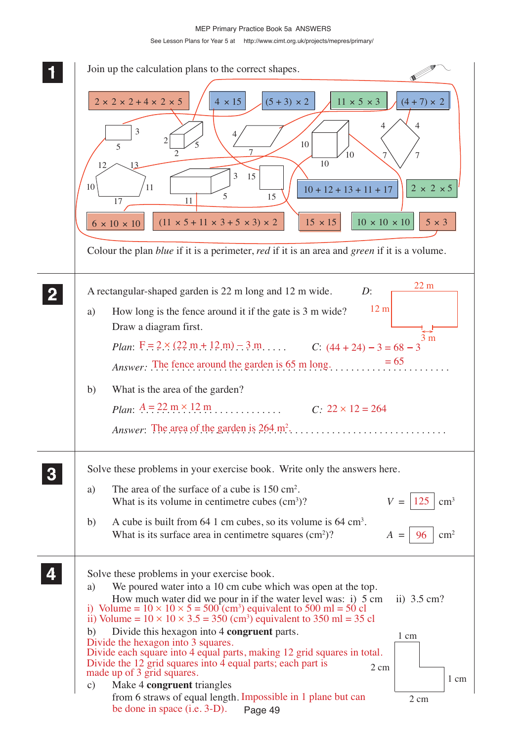**1** Join up the calculation plans to the correct shapes.

$2 \times 2 \times 2 + 4 \times 2 \times 5$ | $4 \times 15$ | $(5 + 3) \times 2$ | $11 \times 5 \times 3$ | $(4 + 7) \times 2$

$10 + 12 + 13 + 11 + 17$ | $2 \times 2 \times 5$

$6 \times 10 \times 10$ | $(11 \times 5 + 11 \times 3 + 5 \times 3) \times 2$ | $15 \times 15$ | $10 \times 10 \times 10$ | $5 \times 3$

Colour the plan *blue* if it is a perimeter, *red* if it is an area and *green* if it is a volume.

**2** A rectangular-shaped garden is 22 m long and 12 m wide.

*D*: (rectangle 22 m by 12 m, gate 3 m)

a) How long is the fence around it if the gate is 3 m wide? Draw a diagram first.

*Plan*: F = 2 × (22 m + 12 m) – 3 m

*C*: $(44 + 24) - 3 = 68 - 3 = 65$

*Answer*: The fence around the garden is 65 m long.

b) What is the area of the garden?

*Plan*: A = 22 m × 12 m

*C*: $22 \times 12 = 264$

*Answer*: The area of the garden is 264 m².

**3** Solve these problems in your exercise book. Write only the answers here.

a) The area of the surface of a cube is 150 cm². What is its volume in centimetre cubes (cm³)?

$V =$ 125 cm³

b) A cube is built from 64 1 cm cubes, so its volume is 64 cm³. What is its surface area in centimetre squares (cm²)?

$A =$ 96 cm²

**4** Solve these problems in your exercise book.

a) We poured water into a 10 cm cube which was open at the top. How much water did we pour in if the water level was: i) 5 cm ii) 3.5 cm?

i) Volume = 10 × 10 × 5 = 500 (cm³) equivalent to 500 ml = 50 cl
ii) Volume = 10 × 10 × 3.5 = 350 (cm³) equivalent to 350 ml = 35 cl

b) Divide this hexagon into 4 **congruent** parts.

Divide the hexagon into 3 squares.
Divide each square into 4 equal parts, making 12 grid squares in total.
Divide the 12 grid squares into 4 equal parts; each part is made up of 3 grid squares.

(hexagon with sides 1 cm, 2 cm, 1 cm, 2 cm)

c) Make 4 **congruent** triangles from 6 straws of equal length. Impossible in 1 plane but can be done in space (i.e. 3-D).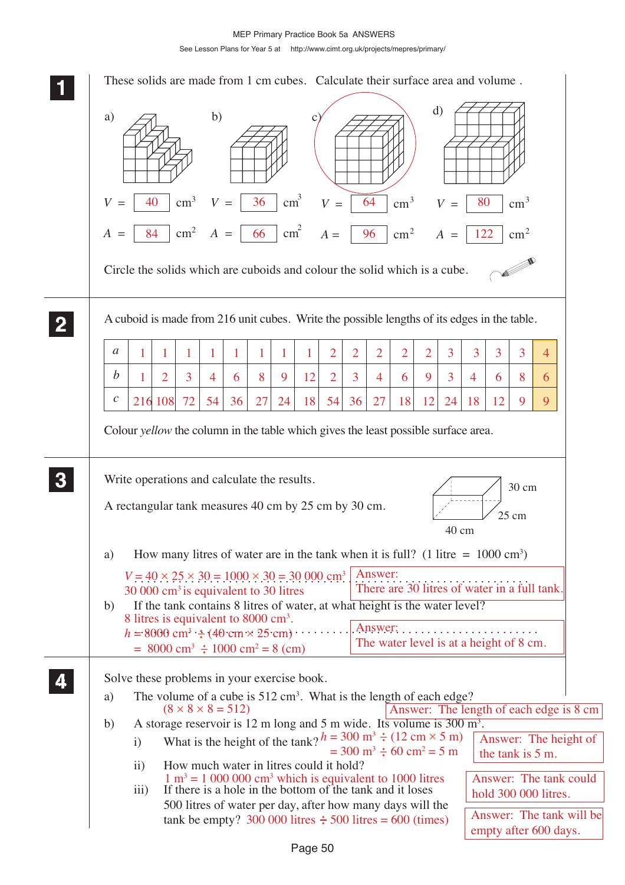**1** These solids are made from 1 cm cubes. Calculate their surface area and volume .

a) $V$ = 40 cm$^3$, $A$ = 84 cm$^2$

b) $V$ = 36 cm$^3$, $A$ = 66 cm$^2$

c) $V$ = 64 cm$^3$, $A$ = 96 cm$^2$

d) $V$ = 80 cm$^3$, $A$ = 122 cm$^2$

Circle the solids which are cuboids and colour the solid which is a cube.

**2** A cuboid is made from 216 unit cubes. Write the possible lengths of its edges in the table.

| | | | | | | | | | | | | | | | | | | |
|---|---|---|---|---|---|---|---|---|---|---|---|---|---|---|---|---|---|---|
| $a$ | 1 | 1 | 1 | 1 | 1 | 1 | 1 | 1 | 2 | 2 | 2 | 2 | 2 | 3 | 3 | 3 | 3 | 4 |
| $b$ | 1 | 2 | 3 | 4 | 6 | 8 | 9 | 12 | 2 | 3 | 4 | 6 | 9 | 3 | 4 | 6 | 8 | 6 |
| $c$ | 216 | 108 | 72 | 54 | 36 | 27 | 24 | 18 | 54 | 36 | 27 | 18 | 12 | 24 | 18 | 12 | 9 | 9 |

Colour *yellow* the column in the table which gives the least possible surface area.

**3** Write operations and calculate the results.

A rectangular tank measures 40 cm by 25 cm by 30 cm.

30 cm
25 cm
40 cm

a) How many litres of water are in the tank when it is full? (1 litre = 1000 cm$^3$)

$V = 40 \times 25 \times 30 = 1000 \times 30 = 30\,000$ cm$^3$

30 000 cm$^3$ is equivalent to 30 litres

Answer: There are 30 litres of water in a full tank.

b) If the tank contains 8 litres of water, at what height is the water level?

8 litres is equivalent to 8000 cm$^3$.

$h$ = 8000 cm$^3$ ÷ (40 cm × 25 cm)

= 8000 cm$^3$ ÷ 1000 cm$^2$ = 8 (cm)

Answer: The water level is at a height of 8 cm.

**4** Solve these problems in your exercise book.

a) The volume of a cube is 512 cm$^3$. What is the length of each edge?

($8 \times 8 \times 8 = 512$)

Answer: The length of each edge is 8 cm

b) A storage reservoir is 12 m long and 5 m wide. Its volume is 300 m$^3$.

i) What is the height of the tank? $h$ = 300 m$^3$ ÷ (12 cm × 5 m)

= 300 m$^3$ ÷ 60 cm$^2$ = 5 m

Answer: The height of the tank is 5 m.

ii) How much water in litres could it hold?

1 m$^3$ = 1 000 000 cm$^3$ which is equivalent to 1000 litres

Answer: The tank could hold 300 000 litres.

iii) If there is a hole in the bottom of the tank and it loses 500 litres of water per day, after how many days will the tank be empty? 300 000 litres ÷ 500 litres = 600 (times)

Answer: The tank will be empty after 600 days.